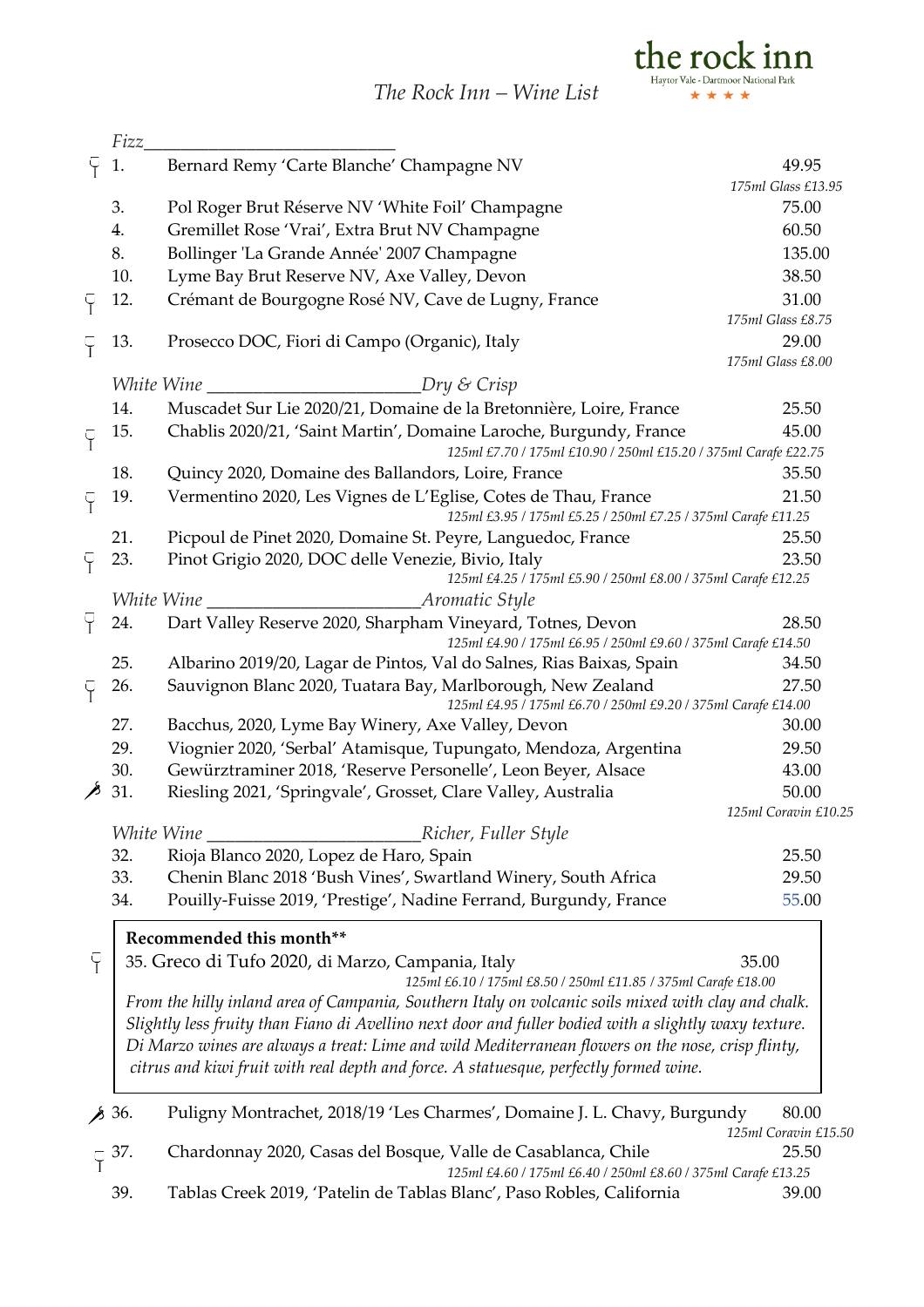# the rock inn

Haytor Vale - Dartmoor National Park

★ ★ ★ ★

## The Rock Inn – Wine List

### *Fizz*

| No. | Wine | Price |
|---|---|---|
| 1. | Bernard Remy 'Carte Blanche' Champagne NV | 49.95 |
| | | *175ml Glass £13.95* |
| 3. | Pol Roger Brut Réserve NV 'White Foil' Champagne | 75.00 |
| 4. | Gremillet Rose 'Vrai', Extra Brut NV Champagne | 60.50 |
| 8. | Bollinger 'La Grande Année' 2007 Champagne | 135.00 |
| 10. | Lyme Bay Brut Reserve NV, Axe Valley, Devon | 38.50 |
| 12. | Crémant de Bourgogne Rosé NV, Cave de Lugny, France | 31.00 |
| | | *175ml Glass £8.75* |
| 13. | Prosecco DOC, Fiori di Campo (Organic), Italy | 29.00 |
| | | *175ml Glass £8.00* |

### *White Wine — Dry & Crisp*

| No. | Wine | Price |
|---|---|---|
| 14. | Muscadet Sur Lie 2020/21, Domaine de la Bretonnière, Loire, France | 25.50 |
| 15. | Chablis 2020/21, 'Saint Martin', Domaine Laroche, Burgundy, France | 45.00 |
| | *125ml £7.70 / 175ml £10.90 / 250ml £15.20 / 375ml Carafe £22.75* | |
| 18. | Quincy 2020, Domaine des Ballandors, Loire, France | 35.50 |
| 19. | Vermentino 2020, Les Vignes de L'Eglise, Cotes de Thau, France | 21.50 |
| | *125ml £3.95 / 175ml £5.25 / 250ml £7.25 / 375ml Carafe £11.25* | |
| 21. | Picpoul de Pinet 2020, Domaine St. Peyre, Languedoc, France | 25.50 |
| 23. | Pinot Grigio 2020, DOC delle Venezie, Bivio, Italy | 23.50 |
| | *125ml £4.25 / 175ml £5.90 / 250ml £8.00 / 375ml Carafe £12.25* | |

### *White Wine — Aromatic Style*

| No. | Wine | Price |
|---|---|---|
| 24. | Dart Valley Reserve 2020, Sharpham Vineyard, Totnes, Devon | 28.50 |
| | *125ml £4.90 / 175ml £6.95 / 250ml £9.60 / 375ml Carafe £14.50* | |
| 25. | Albarino 2019/20, Lagar de Pintos, Val do Salnes, Rias Baixas, Spain | 34.50 |
| 26. | Sauvignon Blanc 2020, Tuatara Bay, Marlborough, New Zealand | 27.50 |
| | *125ml £4.95 / 175ml £6.70 / 250ml £9.20 / 375ml Carafe £14.00* | |
| 27. | Bacchus, 2020, Lyme Bay Winery, Axe Valley, Devon | 30.00 |
| 29. | Viognier 2020, 'Serbal' Atamisque, Tupungato, Mendoza, Argentina | 29.50 |
| 30. | Gewürztraminer 2018, 'Reserve Personelle', Leon Beyer, Alsace | 43.00 |
| 31. | Riesling 2021, 'Springvale', Grosset, Clare Valley, Australia | 50.00 |
| | | *125ml Coravin £10.25* |

### *White Wine — Richer, Fuller Style*

| No. | Wine | Price |
|---|---|---|
| 32. | Rioja Blanco 2020, Lopez de Haro, Spain | 25.50 |
| 33. | Chenin Blanc 2018 'Bush Vines', Swartland Winery, South Africa | 29.50 |
| 34. | Pouilly-Fuisse 2019, 'Prestige', Nadine Ferrand, Burgundy, France | 55.00 |

**Recommended this month****

35. Greco di Tufo 2020, di Marzo, Campania, Italy — 35.00

*125ml £6.10 / 175ml £8.50 / 250ml £11.85 / 375ml Carafe £18.00*

*From the hilly inland area of Campania, Southern Italy on volcanic soils mixed with clay and chalk. Slightly less fruity than Fiano di Avellino next door and fuller bodied with a slightly waxy texture. Di Marzo wines are always a treat: Lime and wild Mediterranean flowers on the nose, crisp flinty, citrus and kiwi fruit with real depth and force. A statuesque, perfectly formed wine.*

| No. | Wine | Price |
|---|---|---|
| 36. | Puligny Montrachet, 2018/19 'Les Charmes', Domaine J. L. Chavy, Burgundy | 80.00 |
| | | *125ml Coravin £15.50* |
| 37. | Chardonnay 2020, Casas del Bosque, Valle de Casablanca, Chile | 25.50 |
| | *125ml £4.60 / 175ml £6.40 / 250ml £8.60 / 375ml Carafe £13.25* | |
| 39. | Tablas Creek 2019, 'Patelin de Tablas Blanc', Paso Robles, California | 39.00 |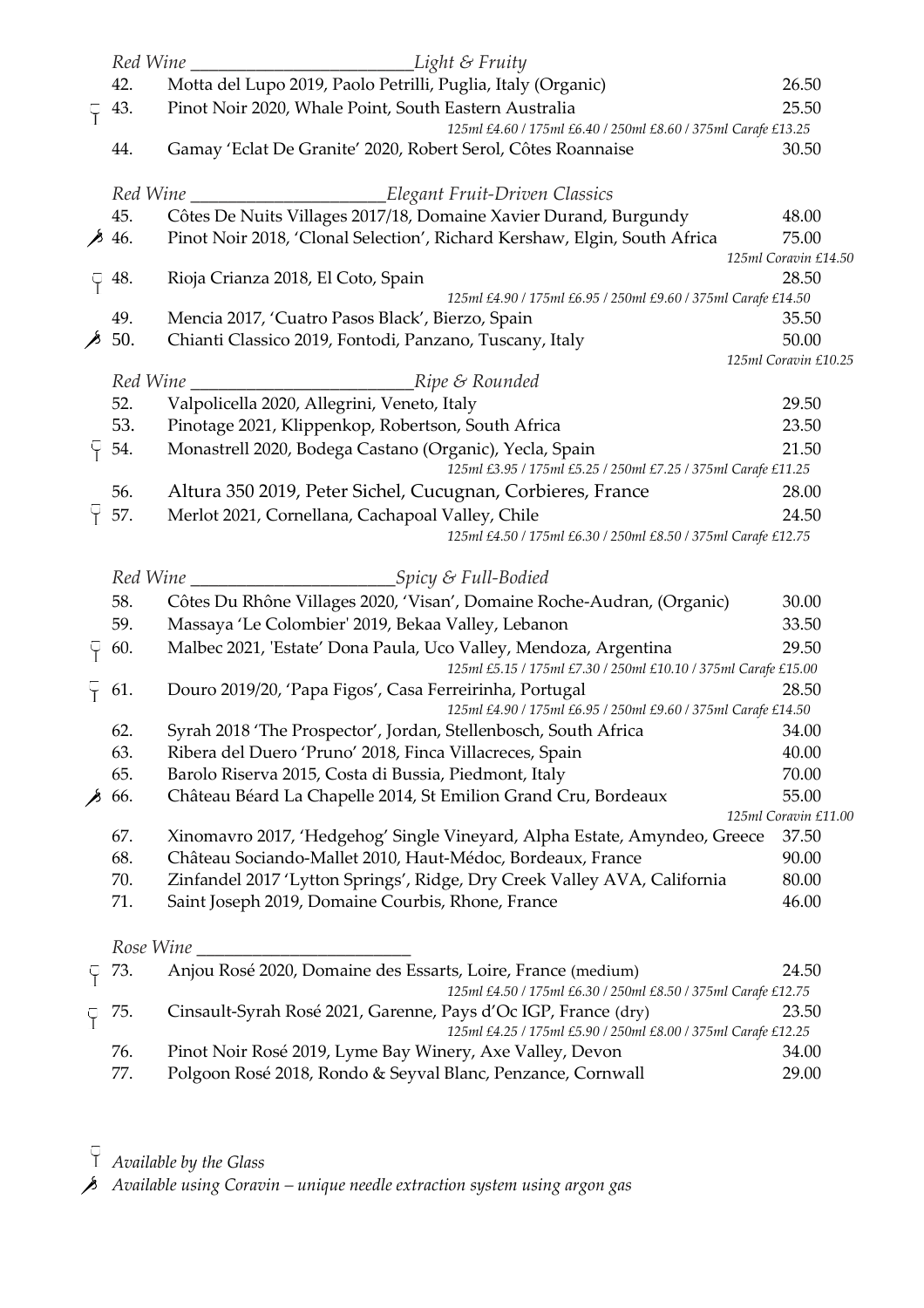*Red Wine \_\_\_\_\_\_\_\_\_\_\_\_\_\_\_\_\_\_\_\_\_\_\_\_\_Light & Fruity*

| | | | |
|---|---|---|---|
| | 42. | Motta del Lupo 2019, Paolo Petrilli, Puglia, Italy (Organic) | 26.50 |
| 🍷 | 43. | Pinot Noir 2020, Whale Point, South Eastern Australia *125ml £4.60 / 175ml £6.40 / 250ml £8.60 / 375ml Carafe £13.25* | 25.50 |
| | 44. | Gamay 'Eclat De Granite' 2020, Robert Serol, Côtes Roannaise | 30.50 |

*Red Wine \_\_\_\_\_\_\_\_\_\_\_\_\_\_\_\_\_\_\_\_\_\_Elegant Fruit-Driven Classics*

| | | | |
|---|---|---|---|
| | 45. | Côtes De Nuits Villages 2017/18, Domaine Xavier Durand, Burgundy | 48.00 |
| Coravin | 46. | Pinot Noir 2018, 'Clonal Selection', Richard Kershaw, Elgin, South Africa *125ml Coravin £14.50* | 75.00 |
| 🍷 | 48. | Rioja Crianza 2018, El Coto, Spain *125ml £4.90 / 175ml £6.95 / 250ml £9.60 / 375ml Carafe £14.50* | 28.50 |
| | 49. | Mencia 2017, 'Cuatro Pasos Black', Bierzo, Spain | 35.50 |
| Coravin | 50. | Chianti Classico 2019, Fontodi, Panzano, Tuscany, Italy *125ml Coravin £10.25* | 50.00 |

*Red Wine \_\_\_\_\_\_\_\_\_\_\_\_\_\_\_\_\_\_\_\_\_\_\_\_\_Ripe & Rounded*

| | | | |
|---|---|---|---|
| | 52. | Valpolicella 2020, Allegrini, Veneto, Italy | 29.50 |
| | 53. | Pinotage 2021, Klippenkop, Robertson, South Africa | 23.50 |
| 🍷 | 54. | Monastrell 2020, Bodega Castano (Organic), Yecla, Spain *125ml £3.95 / 175ml £5.25 / 250ml £7.25 / 375ml Carafe £11.25* | 21.50 |
| | 56. | Altura 350 2019, Peter Sichel, Cucugnan, Corbieres, France | 28.00 |
| 🍷 | 57. | Merlot 2021, Cornellana, Cachapoal Valley, Chile *125ml £4.50 / 175ml £6.30 / 250ml £8.50 / 375ml Carafe £12.75* | 24.50 |

*Red Wine \_\_\_\_\_\_\_\_\_\_\_\_\_\_\_\_\_\_\_\_\_\_\_Spicy & Full-Bodied*

| | | | |
|---|---|---|---|
| | 58. | Côtes Du Rhône Villages 2020, 'Visan', Domaine Roche-Audran, (Organic) | 30.00 |
| | 59. | Massaya 'Le Colombier' 2019, Bekaa Valley, Lebanon | 33.50 |
| 🍷 | 60. | Malbec 2021, 'Estate' Dona Paula, Uco Valley, Mendoza, Argentina *125ml £5.15 / 175ml £7.30 / 250ml £10.10 / 375ml Carafe £15.00* | 29.50 |
| 🍷 | 61. | Douro 2019/20, 'Papa Figos', Casa Ferreirinha, Portugal *125ml £4.90 / 175ml £6.95 / 250ml £9.60 / 375ml Carafe £14.50* | 28.50 |
| | 62. | Syrah 2018 'The Prospector', Jordan, Stellenbosch, South Africa | 34.00 |
| | 63. | Ribera del Duero 'Pruno' 2018, Finca Villacreces, Spain | 40.00 |
| | 65. | Barolo Riserva 2015, Costa di Bussia, Piedmont, Italy | 70.00 |
| Coravin | 66. | Château Béard La Chapelle 2014, St Emilion Grand Cru, Bordeaux *125ml Coravin £11.00* | 55.00 |
| | 67. | Xinomavro 2017, 'Hedgehog' Single Vineyard, Alpha Estate, Amyndeo, Greece | 37.50 |
| | 68. | Château Sociando-Mallet 2010, Haut-Médoc, Bordeaux, France | 90.00 |
| | 70. | Zinfandel 2017 'Lytton Springs', Ridge, Dry Creek Valley AVA, California | 80.00 |
| | 71. | Saint Joseph 2019, Domaine Courbis, Rhone, France | 46.00 |

*Rose Wine \_\_\_\_\_\_\_\_\_\_\_\_\_\_\_\_\_\_\_\_\_\_\_\_\_*

| | | | |
|---|---|---|---|
| 🍷 | 73. | Anjou Rosé 2020, Domaine des Essarts, Loire, France (medium) *125ml £4.50 / 175ml £6.30 / 250ml £8.50 / 375ml Carafe £12.75* | 24.50 |
| 🍷 | 75. | Cinsault-Syrah Rosé 2021, Garenne, Pays d'Oc IGP, France (dry) *125ml £4.25 / 175ml £5.90 / 250ml £8.00 / 375ml Carafe £12.25* | 23.50 |
| | 76. | Pinot Noir Rosé 2019, Lyme Bay Winery, Axe Valley, Devon | 34.00 |
| | 77. | Polgoon Rosé 2018, Rondo & Seyval Blanc, Penzance, Cornwall | 29.00 |

🍷 *Available by the Glass*

Coravin: *Available using Coravin – unique needle extraction system using argon gas*